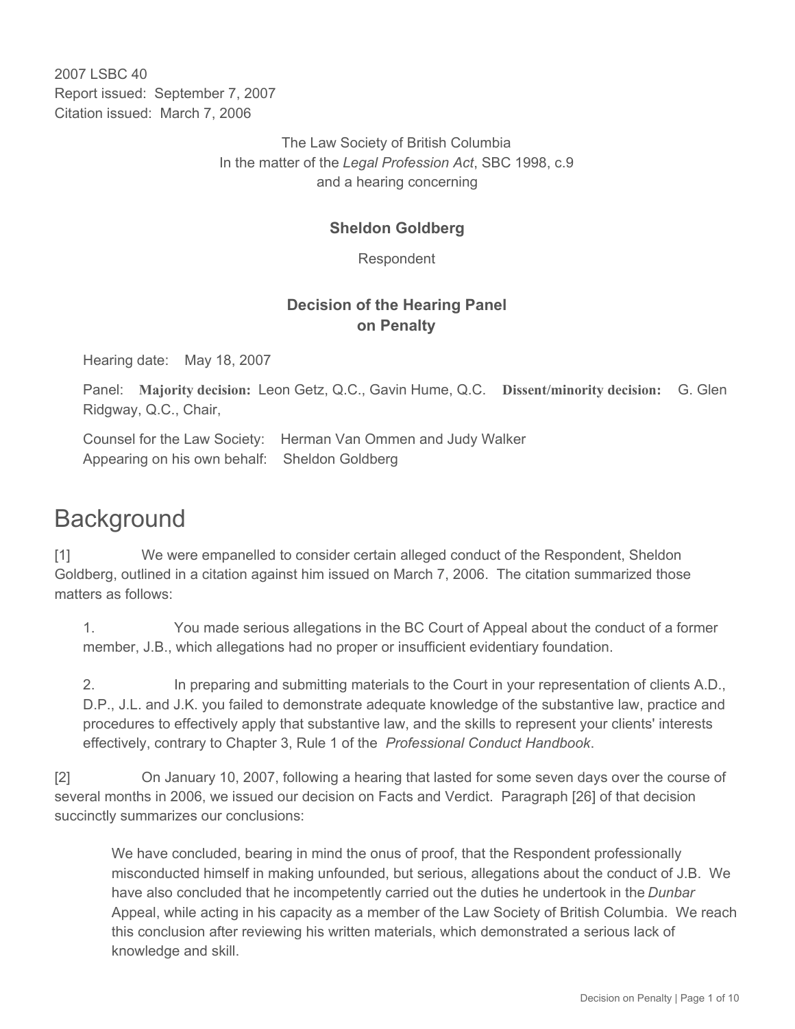2007 LSBC 40
Report issued: September 7, 2007
Citation issued: March 7, 2006

The Law Society of British Columbia
In the matter of the *Legal Profession Act*, SBC 1998, c.9
and a hearing concerning

**Sheldon Goldberg**

Respondent

**Decision of the Hearing Panel**
**on Penalty**

Hearing date: May 18, 2007

Panel: **Majority decision:** Leon Getz, Q.C., Gavin Hume, Q.C. **Dissent/minority decision:** G. Glen Ridgway, Q.C., Chair,

Counsel for the Law Society: Herman Van Ommen and Judy Walker
Appearing on his own behalf: Sheldon Goldberg

# Background

[1] We were empanelled to consider certain alleged conduct of the Respondent, Sheldon Goldberg, outlined in a citation against him issued on March 7, 2006. The citation summarized those matters as follows:

> 1. You made serious allegations in the BC Court of Appeal about the conduct of a former member, J.B., which allegations had no proper or insufficient evidentiary foundation.
>
> 2. In preparing and submitting materials to the Court in your representation of clients A.D., D.P., J.L. and J.K. you failed to demonstrate adequate knowledge of the substantive law, practice and procedures to effectively apply that substantive law, and the skills to represent your clients' interests effectively, contrary to Chapter 3, Rule 1 of the *Professional Conduct Handbook*.

[2] On January 10, 2007, following a hearing that lasted for some seven days over the course of several months in 2006, we issued our decision on Facts and Verdict. Paragraph [26] of that decision succinctly summarizes our conclusions:

> We have concluded, bearing in mind the onus of proof, that the Respondent professionally misconducted himself in making unfounded, but serious, allegations about the conduct of J.B. We have also concluded that he incompetently carried out the duties he undertook in the *Dunbar* Appeal, while acting in his capacity as a member of the Law Society of British Columbia. We reach this conclusion after reviewing his written materials, which demonstrated a serious lack of knowledge and skill.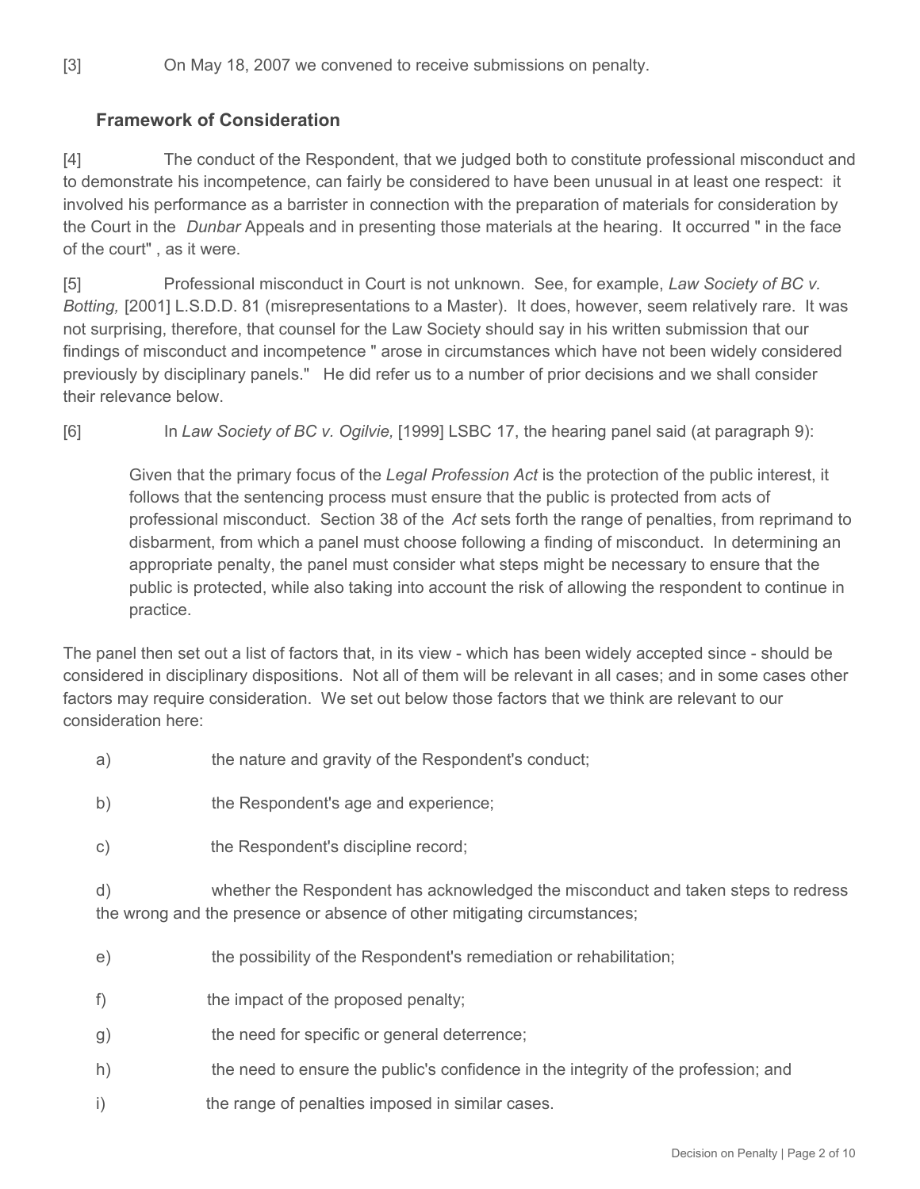[3] On May 18, 2007 we convened to receive submissions on penalty.

## Framework of Consideration

[4] The conduct of the Respondent, that we judged both to constitute professional misconduct and to demonstrate his incompetence, can fairly be considered to have been unusual in at least one respect: it involved his performance as a barrister in connection with the preparation of materials for consideration by the Court in the *Dunbar* Appeals and in presenting those materials at the hearing. It occurred " in the face of the court" , as it were.

[5] Professional misconduct in Court is not unknown. See, for example, *Law Society of BC v. Botting,* [2001] L.S.D.D. 81 (misrepresentations to a Master). It does, however, seem relatively rare. It was not surprising, therefore, that counsel for the Law Society should say in his written submission that our findings of misconduct and incompetence " arose in circumstances which have not been widely considered previously by disciplinary panels." He did refer us to a number of prior decisions and we shall consider their relevance below.

[6] In *Law Society of BC v. Ogilvie,* [1999] LSBC 17, the hearing panel said (at paragraph 9):

> Given that the primary focus of the *Legal Profession Act* is the protection of the public interest, it follows that the sentencing process must ensure that the public is protected from acts of professional misconduct. Section 38 of the *Act* sets forth the range of penalties, from reprimand to disbarment, from which a panel must choose following a finding of misconduct. In determining an appropriate penalty, the panel must consider what steps might be necessary to ensure that the public is protected, while also taking into account the risk of allowing the respondent to continue in practice.

The panel then set out a list of factors that, in its view - which has been widely accepted since - should be considered in disciplinary dispositions. Not all of them will be relevant in all cases; and in some cases other factors may require consideration. We set out below those factors that we think are relevant to our consideration here:

a) the nature and gravity of the Respondent's conduct;

b) the Respondent's age and experience;

c) the Respondent's discipline record;

d) whether the Respondent has acknowledged the misconduct and taken steps to redress the wrong and the presence or absence of other mitigating circumstances;

e) the possibility of the Respondent's remediation or rehabilitation;

f) the impact of the proposed penalty;

g) the need for specific or general deterrence;

h) the need to ensure the public's confidence in the integrity of the profession; and

i) the range of penalties imposed in similar cases.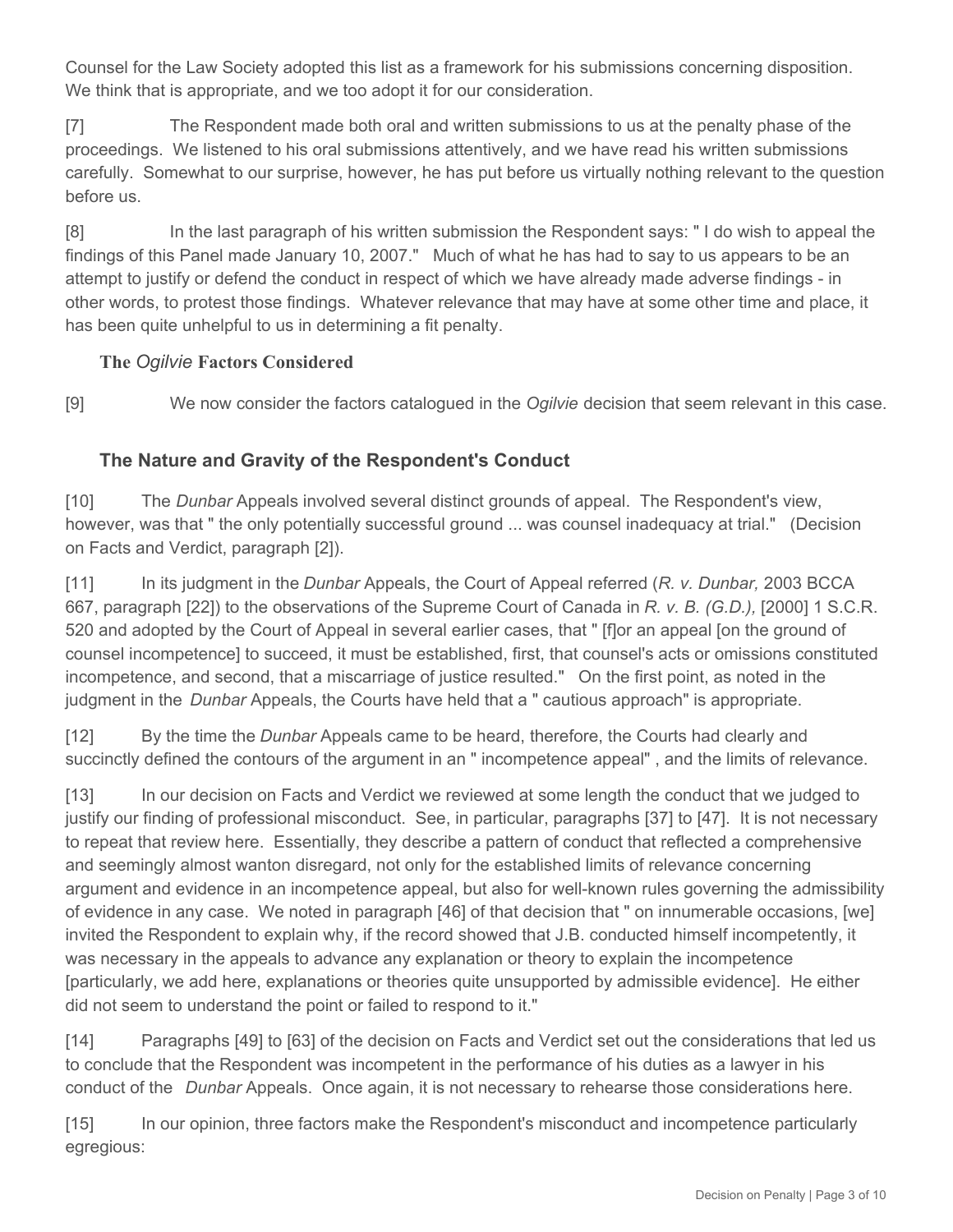Counsel for the Law Society adopted this list as a framework for his submissions concerning disposition. We think that is appropriate, and we too adopt it for our consideration.

[7] The Respondent made both oral and written submissions to us at the penalty phase of the proceedings. We listened to his oral submissions attentively, and we have read his written submissions carefully. Somewhat to our surprise, however, he has put before us virtually nothing relevant to the question before us.

[8] In the last paragraph of his written submission the Respondent says: " I do wish to appeal the findings of this Panel made January 10, 2007." Much of what he has had to say to us appears to be an attempt to justify or defend the conduct in respect of which we have already made adverse findings - in other words, to protest those findings. Whatever relevance that may have at some other time and place, it has been quite unhelpful to us in determining a fit penalty.

### The *Ogilvie* Factors Considered

[9] We now consider the factors catalogued in the *Ogilvie* decision that seem relevant in this case.

### The Nature and Gravity of the Respondent's Conduct

[10] The *Dunbar* Appeals involved several distinct grounds of appeal. The Respondent's view, however, was that " the only potentially successful ground ... was counsel inadequacy at trial." (Decision on Facts and Verdict, paragraph [2]).

[11] In its judgment in the *Dunbar* Appeals, the Court of Appeal referred (*R. v. Dunbar,* 2003 BCCA 667, paragraph [22]) to the observations of the Supreme Court of Canada in *R. v. B. (G.D.),* [2000] 1 S.C.R. 520 and adopted by the Court of Appeal in several earlier cases, that " [f]or an appeal [on the ground of counsel incompetence] to succeed, it must be established, first, that counsel's acts or omissions constituted incompetence, and second, that a miscarriage of justice resulted." On the first point, as noted in the judgment in the *Dunbar* Appeals, the Courts have held that a " cautious approach" is appropriate.

[12] By the time the *Dunbar* Appeals came to be heard, therefore, the Courts had clearly and succinctly defined the contours of the argument in an " incompetence appeal" , and the limits of relevance.

[13] In our decision on Facts and Verdict we reviewed at some length the conduct that we judged to justify our finding of professional misconduct. See, in particular, paragraphs [37] to [47]. It is not necessary to repeat that review here. Essentially, they describe a pattern of conduct that reflected a comprehensive and seemingly almost wanton disregard, not only for the established limits of relevance concerning argument and evidence in an incompetence appeal, but also for well-known rules governing the admissibility of evidence in any case. We noted in paragraph [46] of that decision that " on innumerable occasions, [we] invited the Respondent to explain why, if the record showed that J.B. conducted himself incompetently, it was necessary in the appeals to advance any explanation or theory to explain the incompetence [particularly, we add here, explanations or theories quite unsupported by admissible evidence]. He either did not seem to understand the point or failed to respond to it."

[14] Paragraphs [49] to [63] of the decision on Facts and Verdict set out the considerations that led us to conclude that the Respondent was incompetent in the performance of his duties as a lawyer in his conduct of the *Dunbar* Appeals. Once again, it is not necessary to rehearse those considerations here.

[15] In our opinion, three factors make the Respondent's misconduct and incompetence particularly egregious: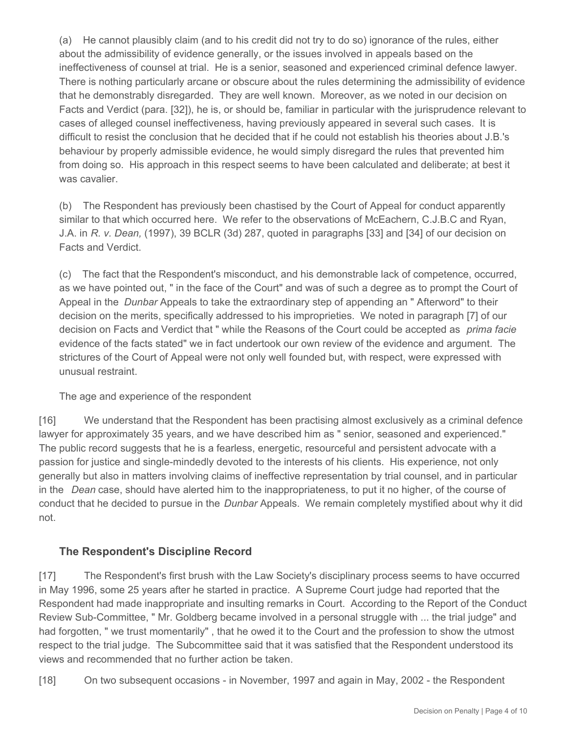(a) He cannot plausibly claim (and to his credit did not try to do so) ignorance of the rules, either about the admissibility of evidence generally, or the issues involved in appeals based on the ineffectiveness of counsel at trial. He is a senior, seasoned and experienced criminal defence lawyer. There is nothing particularly arcane or obscure about the rules determining the admissibility of evidence that he demonstrably disregarded. They are well known. Moreover, as we noted in our decision on Facts and Verdict (para. [32]), he is, or should be, familiar in particular with the jurisprudence relevant to cases of alleged counsel ineffectiveness, having previously appeared in several such cases. It is difficult to resist the conclusion that he decided that if he could not establish his theories about J.B.'s behaviour by properly admissible evidence, he would simply disregard the rules that prevented him from doing so. His approach in this respect seems to have been calculated and deliberate; at best it was cavalier.

(b) The Respondent has previously been chastised by the Court of Appeal for conduct apparently similar to that which occurred here. We refer to the observations of McEachern, C.J.B.C and Ryan, J.A. in *R. v. Dean,* (1997), 39 BCLR (3d) 287, quoted in paragraphs [33] and [34] of our decision on Facts and Verdict.

(c) The fact that the Respondent's misconduct, and his demonstrable lack of competence, occurred, as we have pointed out, " in the face of the Court" and was of such a degree as to prompt the Court of Appeal in the *Dunbar* Appeals to take the extraordinary step of appending an " Afterword" to their decision on the merits, specifically addressed to his improprieties. We noted in paragraph [7] of our decision on Facts and Verdict that " while the Reasons of the Court could be accepted as *prima facie* evidence of the facts stated" we in fact undertook our own review of the evidence and argument. The strictures of the Court of Appeal were not only well founded but, with respect, were expressed with unusual restraint.

The age and experience of the respondent

[16] We understand that the Respondent has been practising almost exclusively as a criminal defence lawyer for approximately 35 years, and we have described him as " senior, seasoned and experienced." The public record suggests that he is a fearless, energetic, resourceful and persistent advocate with a passion for justice and single-mindedly devoted to the interests of his clients. His experience, not only generally but also in matters involving claims of ineffective representation by trial counsel, and in particular in the *Dean* case, should have alerted him to the inappropriateness, to put it no higher, of the course of conduct that he decided to pursue in the *Dunbar* Appeals. We remain completely mystified about why it did not.

## The Respondent's Discipline Record

[17] The Respondent's first brush with the Law Society's disciplinary process seems to have occurred in May 1996, some 25 years after he started in practice. A Supreme Court judge had reported that the Respondent had made inappropriate and insulting remarks in Court. According to the Report of the Conduct Review Sub-Committee, " Mr. Goldberg became involved in a personal struggle with ... the trial judge" and had forgotten, " we trust momentarily" , that he owed it to the Court and the profession to show the utmost respect to the trial judge. The Subcommittee said that it was satisfied that the Respondent understood its views and recommended that no further action be taken.

[18] On two subsequent occasions - in November, 1997 and again in May, 2002 - the Respondent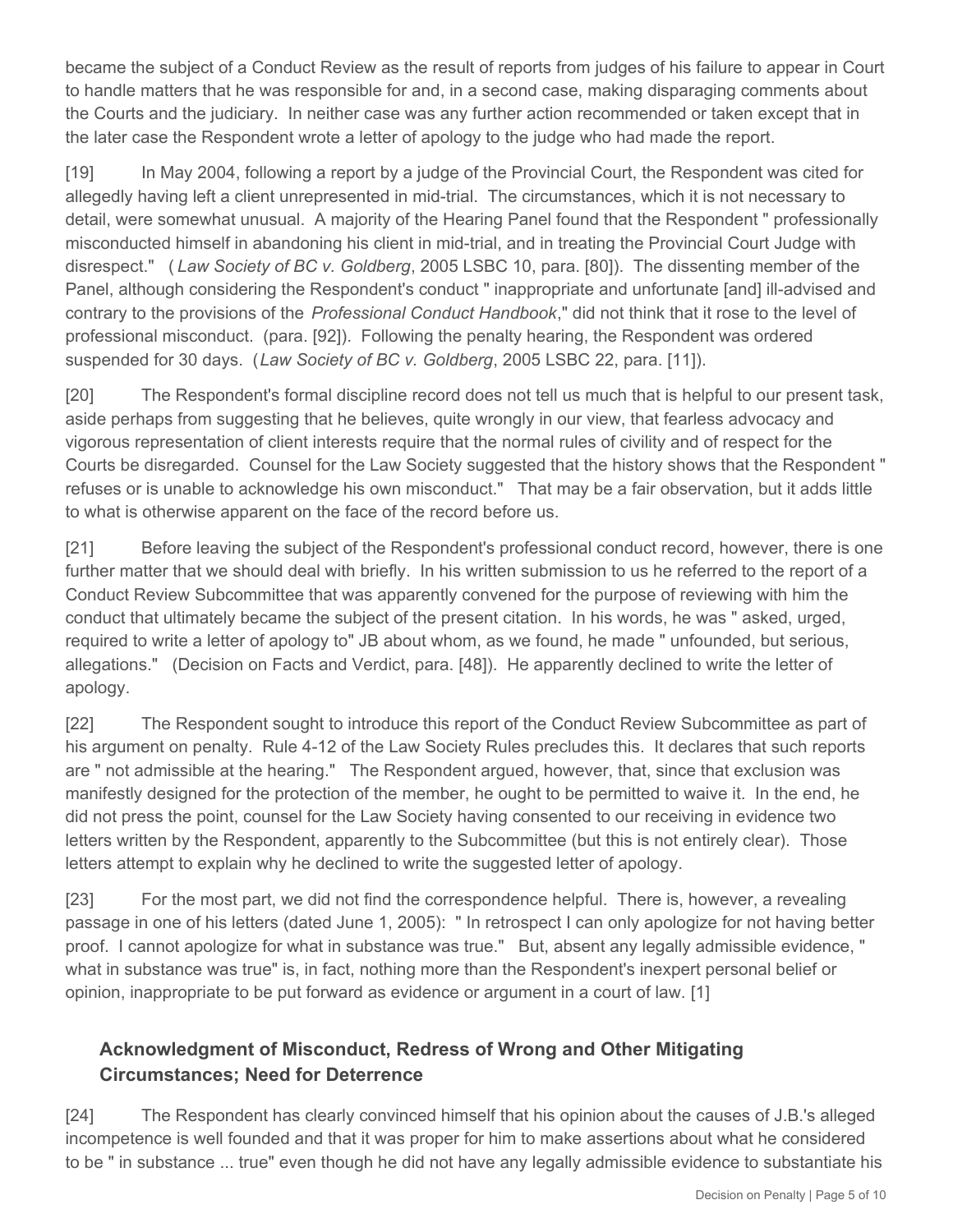became the subject of a Conduct Review as the result of reports from judges of his failure to appear in Court to handle matters that he was responsible for and, in a second case, making disparaging comments about the Courts and the judiciary. In neither case was any further action recommended or taken except that in the later case the Respondent wrote a letter of apology to the judge who had made the report.

[19] In May 2004, following a report by a judge of the Provincial Court, the Respondent was cited for allegedly having left a client unrepresented in mid-trial. The circumstances, which it is not necessary to detail, were somewhat unusual. A majority of the Hearing Panel found that the Respondent " professionally misconducted himself in abandoning his client in mid-trial, and in treating the Provincial Court Judge with disrespect." ( *Law Society of BC v. Goldberg*, 2005 LSBC 10, para. [80]). The dissenting member of the Panel, although considering the Respondent's conduct " inappropriate and unfortunate [and] ill-advised and contrary to the provisions of the *Professional Conduct Handbook*," did not think that it rose to the level of professional misconduct. (para. [92]). Following the penalty hearing, the Respondent was ordered suspended for 30 days. (*Law Society of BC v. Goldberg*, 2005 LSBC 22, para. [11]).

[20] The Respondent's formal discipline record does not tell us much that is helpful to our present task, aside perhaps from suggesting that he believes, quite wrongly in our view, that fearless advocacy and vigorous representation of client interests require that the normal rules of civility and of respect for the Courts be disregarded. Counsel for the Law Society suggested that the history shows that the Respondent " refuses or is unable to acknowledge his own misconduct." That may be a fair observation, but it adds little to what is otherwise apparent on the face of the record before us.

[21] Before leaving the subject of the Respondent's professional conduct record, however, there is one further matter that we should deal with briefly. In his written submission to us he referred to the report of a Conduct Review Subcommittee that was apparently convened for the purpose of reviewing with him the conduct that ultimately became the subject of the present citation. In his words, he was " asked, urged, required to write a letter of apology to" JB about whom, as we found, he made " unfounded, but serious, allegations." (Decision on Facts and Verdict, para. [48]). He apparently declined to write the letter of apology.

[22] The Respondent sought to introduce this report of the Conduct Review Subcommittee as part of his argument on penalty. Rule 4-12 of the Law Society Rules precludes this. It declares that such reports are " not admissible at the hearing." The Respondent argued, however, that, since that exclusion was manifestly designed for the protection of the member, he ought to be permitted to waive it. In the end, he did not press the point, counsel for the Law Society having consented to our receiving in evidence two letters written by the Respondent, apparently to the Subcommittee (but this is not entirely clear). Those letters attempt to explain why he declined to write the suggested letter of apology.

[23] For the most part, we did not find the correspondence helpful. There is, however, a revealing passage in one of his letters (dated June 1, 2005): " In retrospect I can only apologize for not having better proof. I cannot apologize for what in substance was true." But, absent any legally admissible evidence, " what in substance was true" is, in fact, nothing more than the Respondent's inexpert personal belief or opinion, inappropriate to be put forward as evidence or argument in a court of law. [1]

## Acknowledgment of Misconduct, Redress of Wrong and Other Mitigating Circumstances; Need for Deterrence

[24] The Respondent has clearly convinced himself that his opinion about the causes of J.B.'s alleged incompetence is well founded and that it was proper for him to make assertions about what he considered to be " in substance ... true" even though he did not have any legally admissible evidence to substantiate his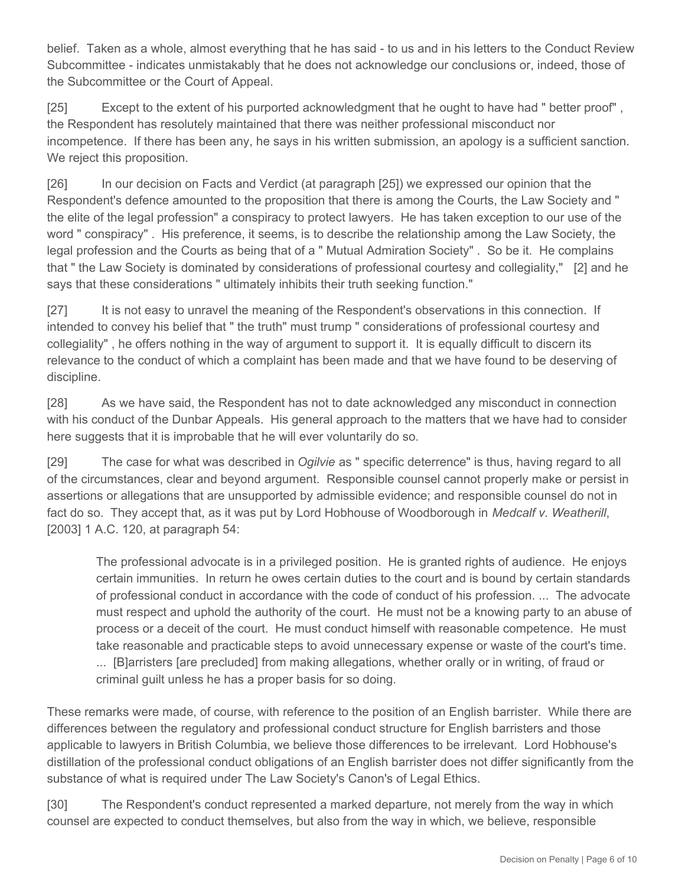belief. Taken as a whole, almost everything that he has said - to us and in his letters to the Conduct Review Subcommittee - indicates unmistakably that he does not acknowledge our conclusions or, indeed, those of the Subcommittee or the Court of Appeal.

[25] Except to the extent of his purported acknowledgment that he ought to have had " better proof" , the Respondent has resolutely maintained that there was neither professional misconduct nor incompetence. If there has been any, he says in his written submission, an apology is a sufficient sanction. We reject this proposition.

[26] In our decision on Facts and Verdict (at paragraph [25]) we expressed our opinion that the Respondent's defence amounted to the proposition that there is among the Courts, the Law Society and " the elite of the legal profession" a conspiracy to protect lawyers. He has taken exception to our use of the word " conspiracy" . His preference, it seems, is to describe the relationship among the Law Society, the legal profession and the Courts as being that of a " Mutual Admiration Society" . So be it. He complains that " the Law Society is dominated by considerations of professional courtesy and collegiality," [2] and he says that these considerations " ultimately inhibits their truth seeking function."

[27] It is not easy to unravel the meaning of the Respondent's observations in this connection. If intended to convey his belief that " the truth" must trump " considerations of professional courtesy and collegiality" , he offers nothing in the way of argument to support it. It is equally difficult to discern its relevance to the conduct of which a complaint has been made and that we have found to be deserving of discipline.

[28] As we have said, the Respondent has not to date acknowledged any misconduct in connection with his conduct of the Dunbar Appeals. His general approach to the matters that we have had to consider here suggests that it is improbable that he will ever voluntarily do so.

[29] The case for what was described in *Ogilvie* as " specific deterrence" is thus, having regard to all of the circumstances, clear and beyond argument. Responsible counsel cannot properly make or persist in assertions or allegations that are unsupported by admissible evidence; and responsible counsel do not in fact do so. They accept that, as it was put by Lord Hobhouse of Woodborough in *Medcalf v. Weatherill*, [2003] 1 A.C. 120, at paragraph 54:

> The professional advocate is in a privileged position. He is granted rights of audience. He enjoys certain immunities. In return he owes certain duties to the court and is bound by certain standards of professional conduct in accordance with the code of conduct of his profession. ... The advocate must respect and uphold the authority of the court. He must not be a knowing party to an abuse of process or a deceit of the court. He must conduct himself with reasonable competence. He must take reasonable and practicable steps to avoid unnecessary expense or waste of the court's time. ... [B]arristers [are precluded] from making allegations, whether orally or in writing, of fraud or criminal guilt unless he has a proper basis for so doing.

These remarks were made, of course, with reference to the position of an English barrister. While there are differences between the regulatory and professional conduct structure for English barristers and those applicable to lawyers in British Columbia, we believe those differences to be irrelevant. Lord Hobhouse's distillation of the professional conduct obligations of an English barrister does not differ significantly from the substance of what is required under The Law Society's Canon's of Legal Ethics.

[30] The Respondent's conduct represented a marked departure, not merely from the way in which counsel are expected to conduct themselves, but also from the way in which, we believe, responsible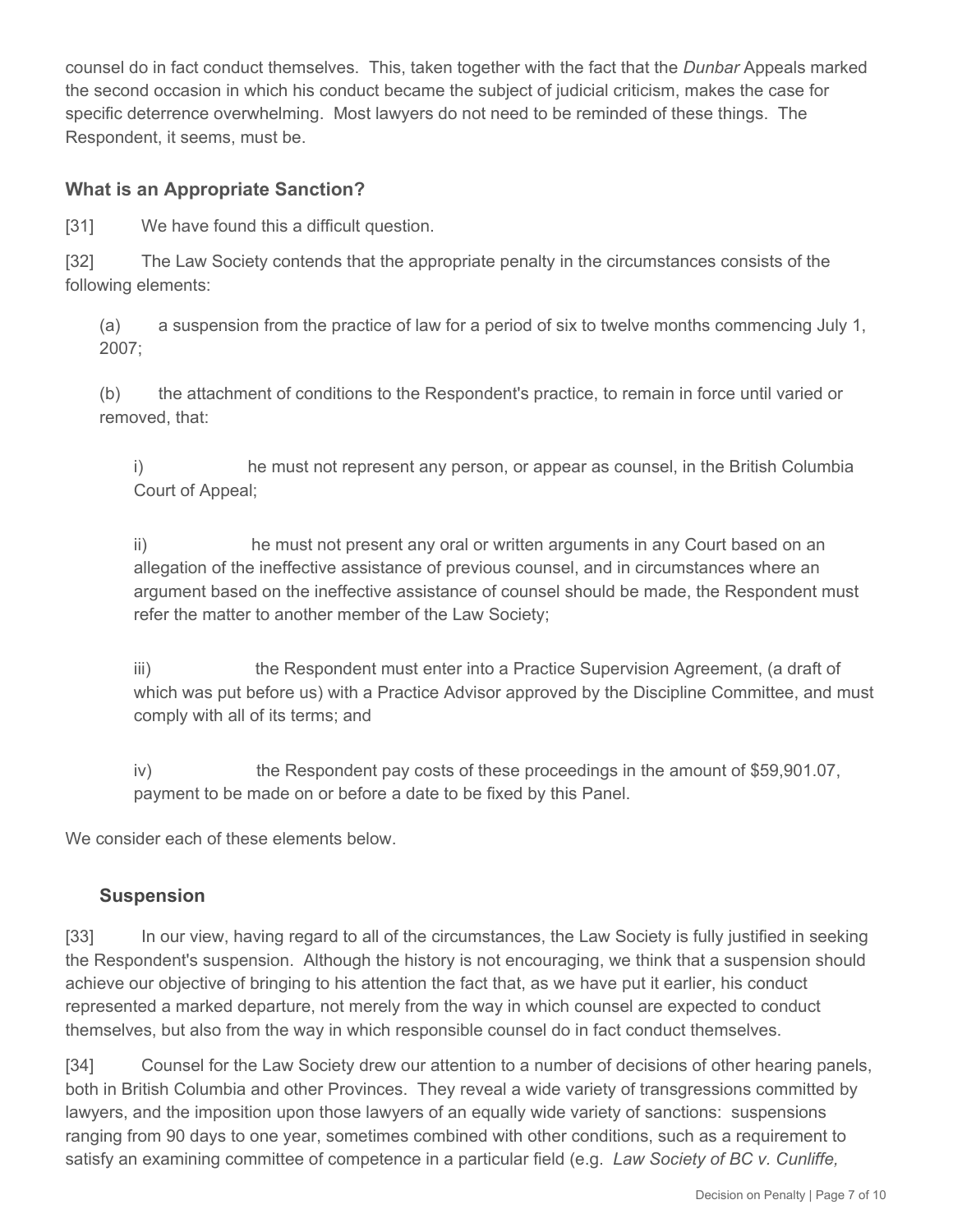counsel do in fact conduct themselves. This, taken together with the fact that the *Dunbar* Appeals marked the second occasion in which his conduct became the subject of judicial criticism, makes the case for specific deterrence overwhelming. Most lawyers do not need to be reminded of these things. The Respondent, it seems, must be.

### What is an Appropriate Sanction?

[31] We have found this a difficult question.

[32] The Law Society contends that the appropriate penalty in the circumstances consists of the following elements:

> (a) a suspension from the practice of law for a period of six to twelve months commencing July 1, 2007;
>
> (b) the attachment of conditions to the Respondent's practice, to remain in force until varied or removed, that:
>
> > i) he must not represent any person, or appear as counsel, in the British Columbia Court of Appeal;
> >
> > ii) he must not present any oral or written arguments in any Court based on an allegation of the ineffective assistance of previous counsel, and in circumstances where an argument based on the ineffective assistance of counsel should be made, the Respondent must refer the matter to another member of the Law Society;
> >
> > iii) the Respondent must enter into a Practice Supervision Agreement, (a draft of which was put before us) with a Practice Advisor approved by the Discipline Committee, and must comply with all of its terms; and
> >
> > iv) the Respondent pay costs of these proceedings in the amount of $59,901.07, payment to be made on or before a date to be fixed by this Panel.

We consider each of these elements below.

#### Suspension

[33] In our view, having regard to all of the circumstances, the Law Society is fully justified in seeking the Respondent's suspension. Although the history is not encouraging, we think that a suspension should achieve our objective of bringing to his attention the fact that, as we have put it earlier, his conduct represented a marked departure, not merely from the way in which counsel are expected to conduct themselves, but also from the way in which responsible counsel do in fact conduct themselves.

[34] Counsel for the Law Society drew our attention to a number of decisions of other hearing panels, both in British Columbia and other Provinces. They reveal a wide variety of transgressions committed by lawyers, and the imposition upon those lawyers of an equally wide variety of sanctions: suspensions ranging from 90 days to one year, sometimes combined with other conditions, such as a requirement to satisfy an examining committee of competence in a particular field (e.g. *Law Society of BC v. Cunliffe,*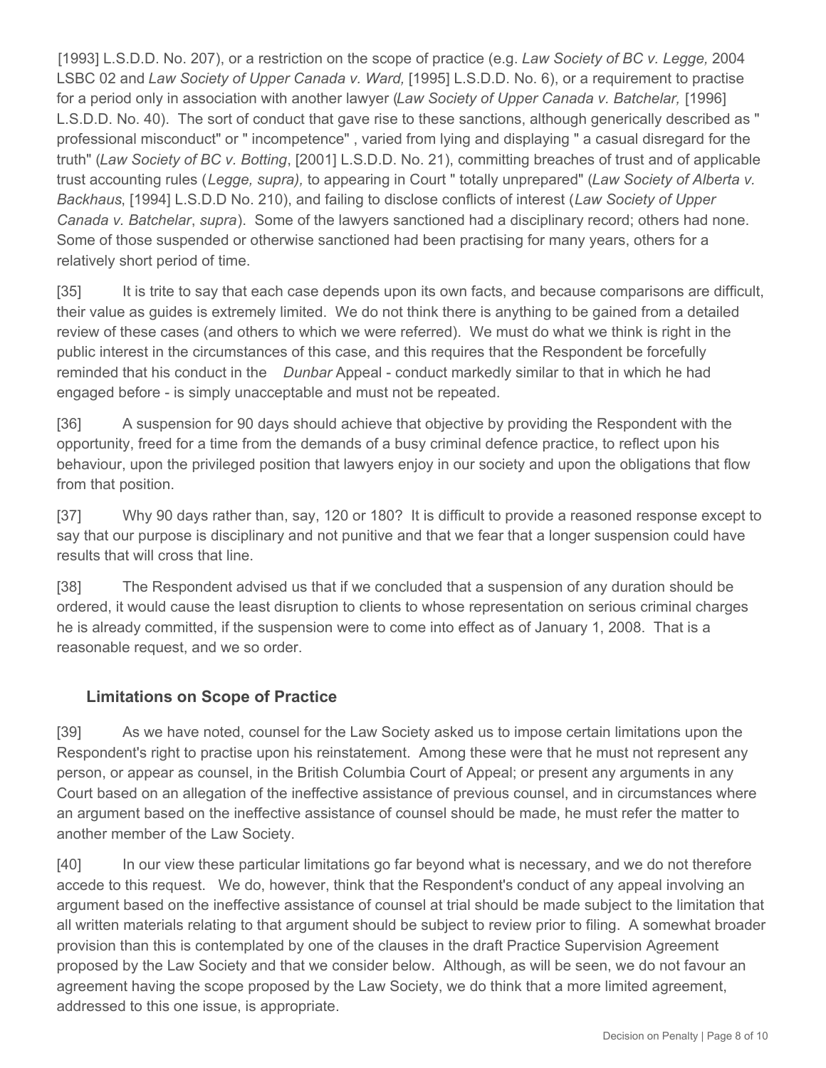[1993] L.S.D.D. No. 207), or a restriction on the scope of practice (e.g. *Law Society of BC v. Legge,* 2004 LSBC 02 and *Law Society of Upper Canada v. Ward,* [1995] L.S.D.D. No. 6), or a requirement to practise for a period only in association with another lawyer (*Law Society of Upper Canada v. Batchelar,* [1996] L.S.D.D. No. 40). The sort of conduct that gave rise to these sanctions, although generically described as " professional misconduct" or " incompetence" , varied from lying and displaying " a casual disregard for the truth" (*Law Society of BC v. Botting*, [2001] L.S.D.D. No. 21), committing breaches of trust and of applicable trust accounting rules (*Legge, supra),* to appearing in Court " totally unprepared" (*Law Society of Alberta v. Backhaus*, [1994] L.S.D.D No. 210), and failing to disclose conflicts of interest (*Law Society of Upper Canada v. Batchelar*, *supra*). Some of the lawyers sanctioned had a disciplinary record; others had none. Some of those suspended or otherwise sanctioned had been practising for many years, others for a relatively short period of time.

[35] It is trite to say that each case depends upon its own facts, and because comparisons are difficult, their value as guides is extremely limited. We do not think there is anything to be gained from a detailed review of these cases (and others to which we were referred). We must do what we think is right in the public interest in the circumstances of this case, and this requires that the Respondent be forcefully reminded that his conduct in the *Dunbar* Appeal - conduct markedly similar to that in which he had engaged before - is simply unacceptable and must not be repeated.

[36] A suspension for 90 days should achieve that objective by providing the Respondent with the opportunity, freed for a time from the demands of a busy criminal defence practice, to reflect upon his behaviour, upon the privileged position that lawyers enjoy in our society and upon the obligations that flow from that position.

[37] Why 90 days rather than, say, 120 or 180? It is difficult to provide a reasoned response except to say that our purpose is disciplinary and not punitive and that we fear that a longer suspension could have results that will cross that line.

[38] The Respondent advised us that if we concluded that a suspension of any duration should be ordered, it would cause the least disruption to clients to whose representation on serious criminal charges he is already committed, if the suspension were to come into effect as of January 1, 2008. That is a reasonable request, and we so order.

## Limitations on Scope of Practice

[39] As we have noted, counsel for the Law Society asked us to impose certain limitations upon the Respondent's right to practise upon his reinstatement. Among these were that he must not represent any person, or appear as counsel, in the British Columbia Court of Appeal; or present any arguments in any Court based on an allegation of the ineffective assistance of previous counsel, and in circumstances where an argument based on the ineffective assistance of counsel should be made, he must refer the matter to another member of the Law Society.

[40] In our view these particular limitations go far beyond what is necessary, and we do not therefore accede to this request. We do, however, think that the Respondent's conduct of any appeal involving an argument based on the ineffective assistance of counsel at trial should be made subject to the limitation that all written materials relating to that argument should be subject to review prior to filing. A somewhat broader provision than this is contemplated by one of the clauses in the draft Practice Supervision Agreement proposed by the Law Society and that we consider below. Although, as will be seen, we do not favour an agreement having the scope proposed by the Law Society, we do think that a more limited agreement, addressed to this one issue, is appropriate.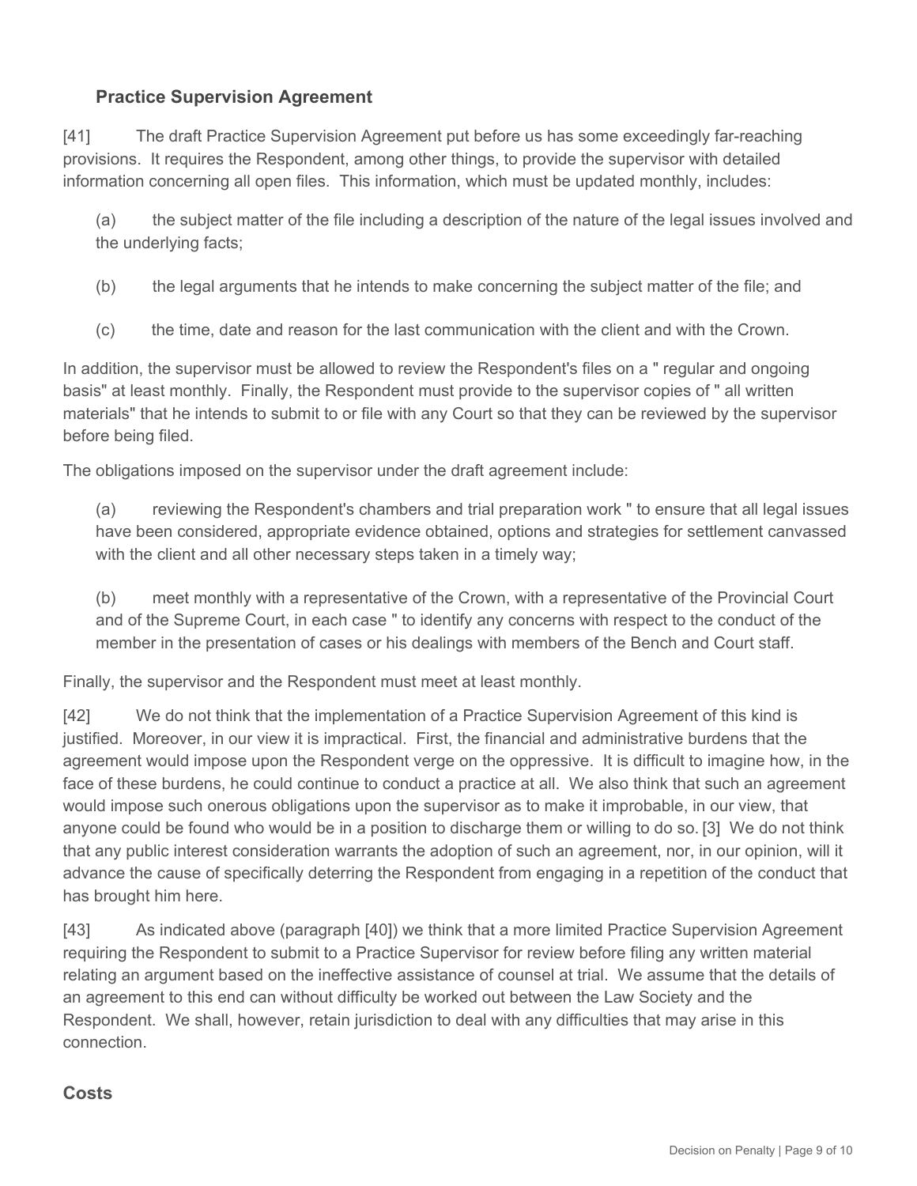### Practice Supervision Agreement

[41] The draft Practice Supervision Agreement put before us has some exceedingly far-reaching provisions. It requires the Respondent, among other things, to provide the supervisor with detailed information concerning all open files. This information, which must be updated monthly, includes:

(a) the subject matter of the file including a description of the nature of the legal issues involved and the underlying facts;

(b) the legal arguments that he intends to make concerning the subject matter of the file; and

(c) the time, date and reason for the last communication with the client and with the Crown.

In addition, the supervisor must be allowed to review the Respondent's files on a " regular and ongoing basis" at least monthly. Finally, the Respondent must provide to the supervisor copies of " all written materials" that he intends to submit to or file with any Court so that they can be reviewed by the supervisor before being filed.

The obligations imposed on the supervisor under the draft agreement include:

(a) reviewing the Respondent's chambers and trial preparation work " to ensure that all legal issues have been considered, appropriate evidence obtained, options and strategies for settlement canvassed with the client and all other necessary steps taken in a timely way;

(b) meet monthly with a representative of the Crown, with a representative of the Provincial Court and of the Supreme Court, in each case " to identify any concerns with respect to the conduct of the member in the presentation of cases or his dealings with members of the Bench and Court staff.

Finally, the supervisor and the Respondent must meet at least monthly.

[42] We do not think that the implementation of a Practice Supervision Agreement of this kind is justified. Moreover, in our view it is impractical. First, the financial and administrative burdens that the agreement would impose upon the Respondent verge on the oppressive. It is difficult to imagine how, in the face of these burdens, he could continue to conduct a practice at all. We also think that such an agreement would impose such onerous obligations upon the supervisor as to make it improbable, in our view, that anyone could be found who would be in a position to discharge them or willing to do so. [3] We do not think that any public interest consideration warrants the adoption of such an agreement, nor, in our opinion, will it advance the cause of specifically deterring the Respondent from engaging in a repetition of the conduct that has brought him here.

[43] As indicated above (paragraph [40]) we think that a more limited Practice Supervision Agreement requiring the Respondent to submit to a Practice Supervisor for review before filing any written material relating an argument based on the ineffective assistance of counsel at trial. We assume that the details of an agreement to this end can without difficulty be worked out between the Law Society and the Respondent. We shall, however, retain jurisdiction to deal with any difficulties that may arise in this connection.

## Costs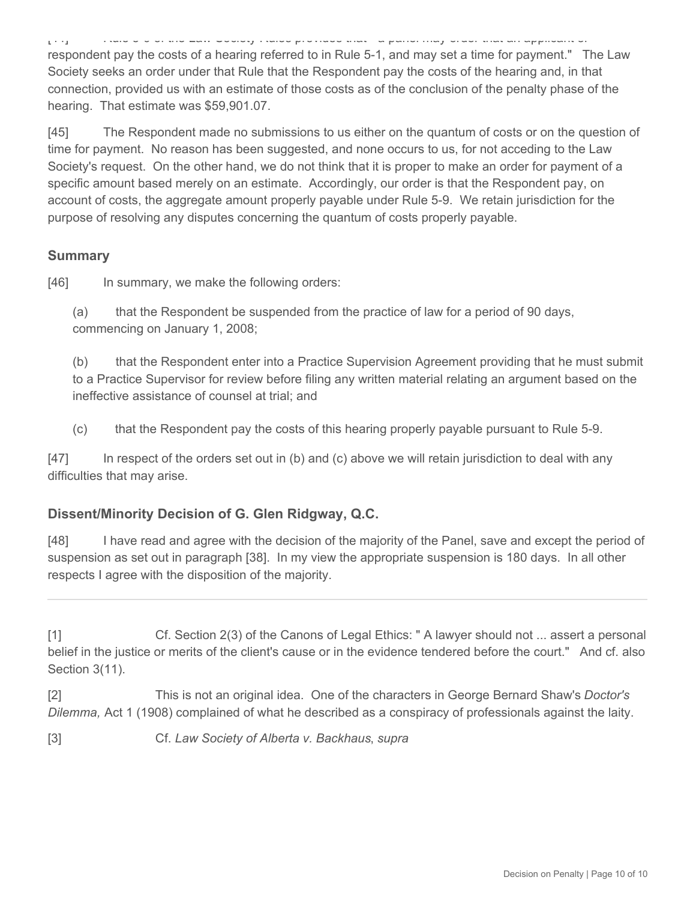[44] Rule 5-9 of the Law Society Rules provides that "a panel may order that an applicant or respondent pay the costs of a hearing referred to in Rule 5-1, and may set a time for payment." The Law Society seeks an order under that Rule that the Respondent pay the costs of the hearing and, in that connection, provided us with an estimate of those costs as of the conclusion of the penalty phase of the hearing. That estimate was $59,901.07.

[45] The Respondent made no submissions to us either on the quantum of costs or on the question of time for payment. No reason has been suggested, and none occurs to us, for not acceding to the Law Society's request. On the other hand, we do not think that it is proper to make an order for payment of a specific amount based merely on an estimate. Accordingly, our order is that the Respondent pay, on account of costs, the aggregate amount properly payable under Rule 5-9. We retain jurisdiction for the purpose of resolving any disputes concerning the quantum of costs properly payable.

## Summary

[46] In summary, we make the following orders:

(a) that the Respondent be suspended from the practice of law for a period of 90 days, commencing on January 1, 2008;

(b) that the Respondent enter into a Practice Supervision Agreement providing that he must submit to a Practice Supervisor for review before filing any written material relating an argument based on the ineffective assistance of counsel at trial; and

(c) that the Respondent pay the costs of this hearing properly payable pursuant to Rule 5-9.

[47] In respect of the orders set out in (b) and (c) above we will retain jurisdiction to deal with any difficulties that may arise.

## Dissent/Minority Decision of G. Glen Ridgway, Q.C.

[48] I have read and agree with the decision of the majority of the Panel, save and except the period of suspension as set out in paragraph [38]. In my view the appropriate suspension is 180 days. In all other respects I agree with the disposition of the majority.

---

[1] Cf. Section 2(3) of the Canons of Legal Ethics: " A lawyer should not ... assert a personal belief in the justice or merits of the client's cause or in the evidence tendered before the court." And cf. also Section 3(11).

[2] This is not an original idea. One of the characters in George Bernard Shaw's *Doctor's Dilemma,* Act 1 (1908) complained of what he described as a conspiracy of professionals against the laity.

[3] Cf. *Law Society of Alberta v. Backhaus*, *supra*